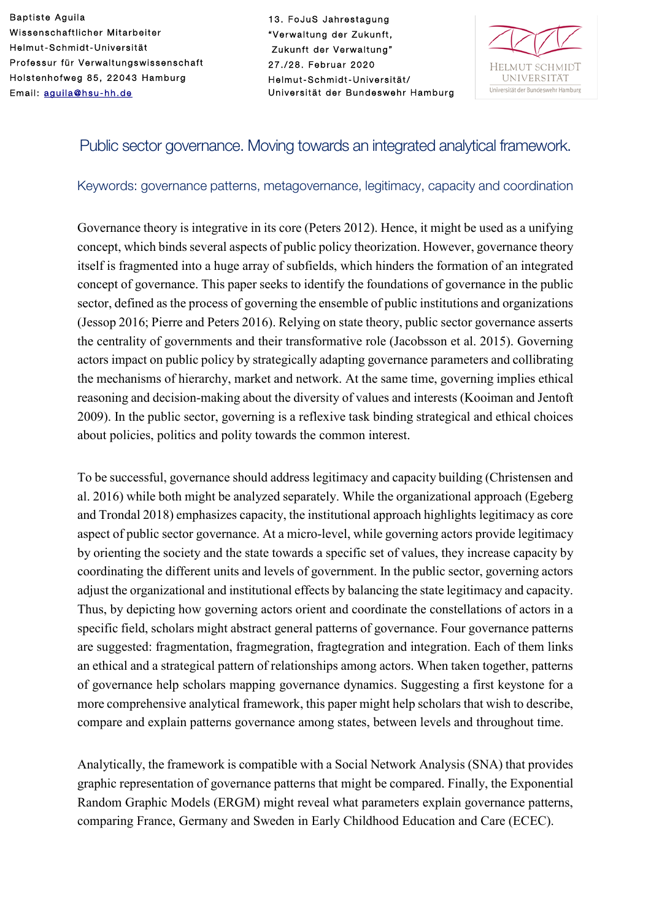Baptiste Aguila
Wissenschaftlicher Mitarbeiter
Helmut-Schmidt-Universität
Professur für Verwaltungswissenschaft
Holstenhofweg 85, 22043 Hamburg
Email: aguila@hsu-hh.de

13. FoJuS Jahrestagung
"Verwaltung der Zukunft,
Zukunft der Verwaltung"
27./28. Februar 2020
Helmut-Schmidt-Universität/
Universität der Bundeswehr Hamburg

# Public sector governance. Moving towards an integrated analytical framework.

Keywords: governance patterns, metagovernance, legitimacy, capacity and coordination

Governance theory is integrative in its core (Peters 2012). Hence, it might be used as a unifying concept, which binds several aspects of public policy theorization. However, governance theory itself is fragmented into a huge array of subfields, which hinders the formation of an integrated concept of governance. This paper seeks to identify the foundations of governance in the public sector, defined as the process of governing the ensemble of public institutions and organizations (Jessop 2016; Pierre and Peters 2016). Relying on state theory, public sector governance asserts the centrality of governments and their transformative role (Jacobsson et al. 2015). Governing actors impact on public policy by strategically adapting governance parameters and collibrating the mechanisms of hierarchy, market and network. At the same time, governing implies ethical reasoning and decision-making about the diversity of values and interests (Kooiman and Jentoft 2009). In the public sector, governing is a reflexive task binding strategical and ethical choices about policies, politics and polity towards the common interest.

To be successful, governance should address legitimacy and capacity building (Christensen and al. 2016) while both might be analyzed separately. While the organizational approach (Egeberg and Trondal 2018) emphasizes capacity, the institutional approach highlights legitimacy as core aspect of public sector governance. At a micro-level, while governing actors provide legitimacy by orienting the society and the state towards a specific set of values, they increase capacity by coordinating the different units and levels of government. In the public sector, governing actors adjust the organizational and institutional effects by balancing the state legitimacy and capacity. Thus, by depicting how governing actors orient and coordinate the constellations of actors in a specific field, scholars might abstract general patterns of governance. Four governance patterns are suggested: fragmentation, fragmegration, fragtegration and integration. Each of them links an ethical and a strategical pattern of relationships among actors. When taken together, patterns of governance help scholars mapping governance dynamics. Suggesting a first keystone for a more comprehensive analytical framework, this paper might help scholars that wish to describe, compare and explain patterns governance among states, between levels and throughout time.

Analytically, the framework is compatible with a Social Network Analysis (SNA) that provides graphic representation of governance patterns that might be compared. Finally, the Exponential Random Graphic Models (ERGM) might reveal what parameters explain governance patterns, comparing France, Germany and Sweden in Early Childhood Education and Care (ECEC).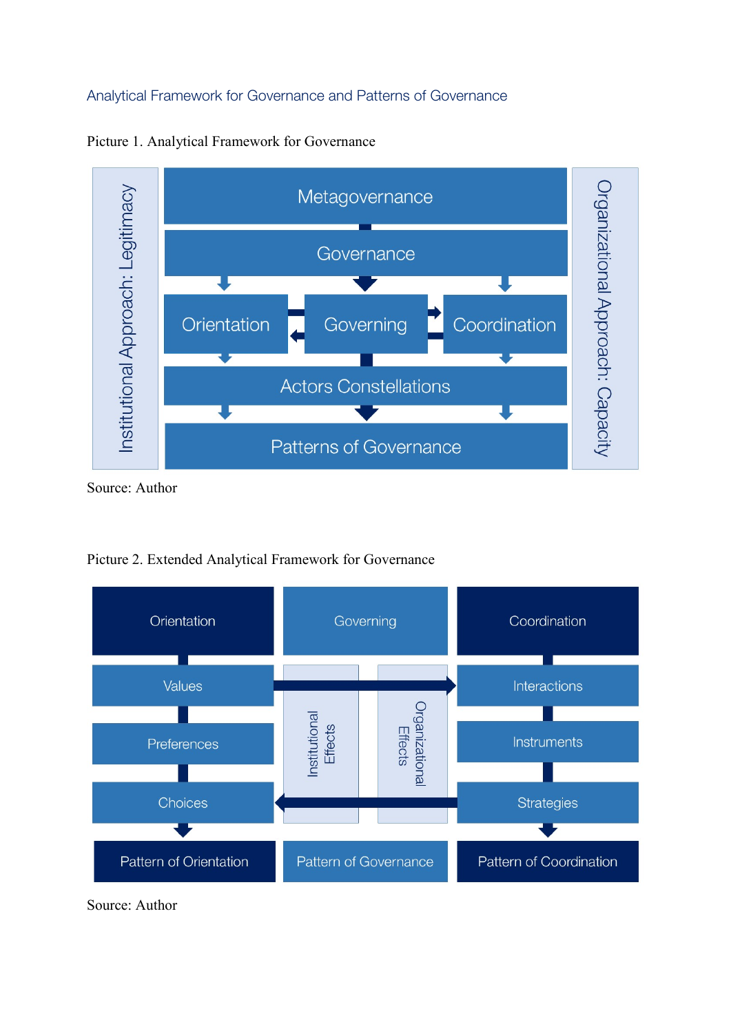## Analytical Framework for Governance and Patterns of Governance

Picture 1. Analytical Framework for Governance

Source: Author

Picture 2. Extended Analytical Framework for Governance

Source: Author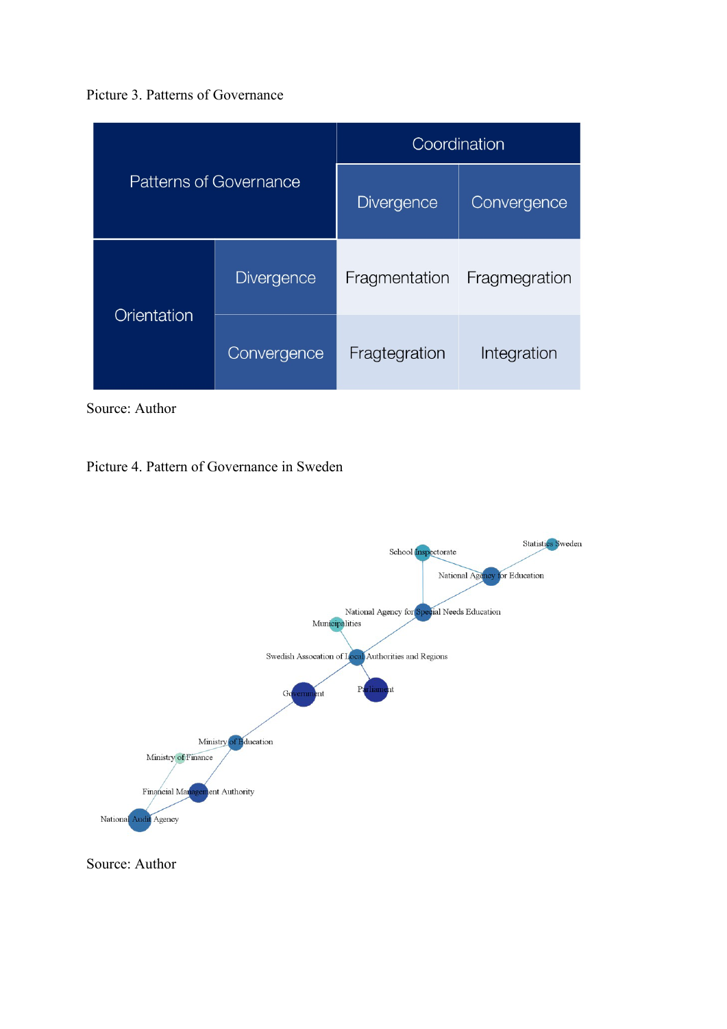Picture 3. Patterns of Governance

| Patterns of Governance | | Coordination | |
|---|---|---|---|
| | | Divergence | Convergence |
| Orientation | Divergence | Fragmentation | Fragmegration |
| | Convergence | Fragtegration | Integration |

Source: Author

Picture 4. Pattern of Governance in Sweden

Source: Author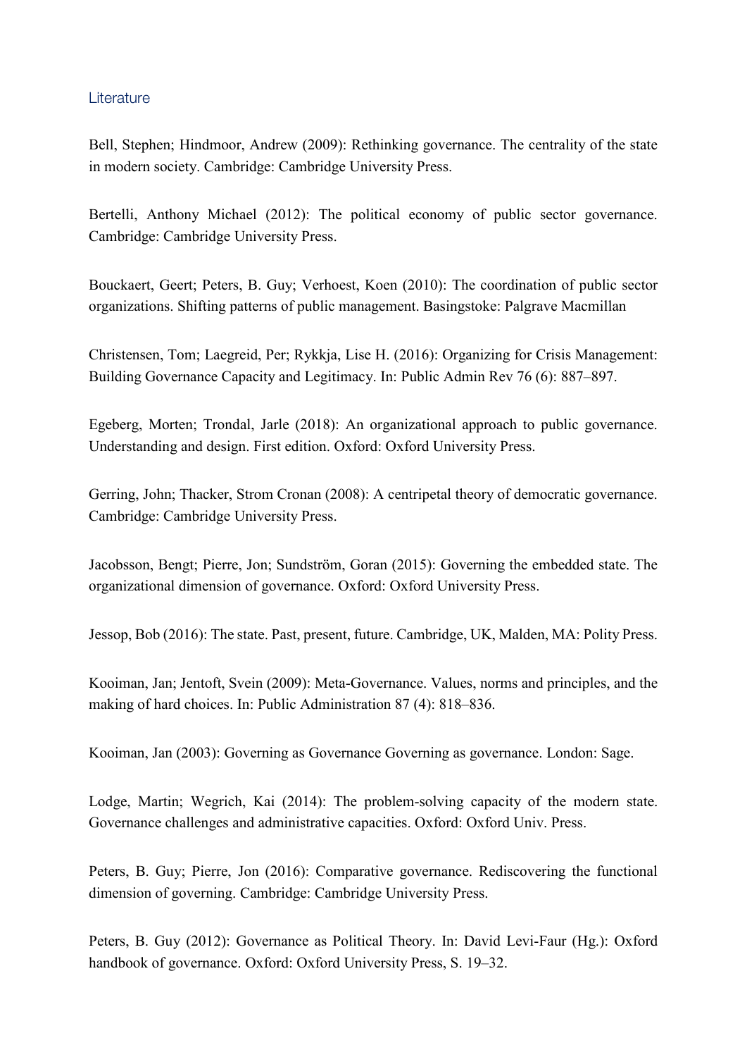## Literature

Bell, Stephen; Hindmoor, Andrew (2009): Rethinking governance. The centrality of the state in modern society. Cambridge: Cambridge University Press.

Bertelli, Anthony Michael (2012): The political economy of public sector governance. Cambridge: Cambridge University Press.

Bouckaert, Geert; Peters, B. Guy; Verhoest, Koen (2010): The coordination of public sector organizations. Shifting patterns of public management. Basingstoke: Palgrave Macmillan

Christensen, Tom; Laegreid, Per; Rykkja, Lise H. (2016): Organizing for Crisis Management: Building Governance Capacity and Legitimacy. In: Public Admin Rev 76 (6): 887–897.

Egeberg, Morten; Trondal, Jarle (2018): An organizational approach to public governance. Understanding and design. First edition. Oxford: Oxford University Press.

Gerring, John; Thacker, Strom Cronan (2008): A centripetal theory of democratic governance. Cambridge: Cambridge University Press.

Jacobsson, Bengt; Pierre, Jon; Sundström, Goran (2015): Governing the embedded state. The organizational dimension of governance. Oxford: Oxford University Press.

Jessop, Bob (2016): The state. Past, present, future. Cambridge, UK, Malden, MA: Polity Press.

Kooiman, Jan; Jentoft, Svein (2009): Meta-Governance. Values, norms and principles, and the making of hard choices. In: Public Administration 87 (4): 818–836.

Kooiman, Jan (2003): Governing as Governance Governing as governance. London: Sage.

Lodge, Martin; Wegrich, Kai (2014): The problem-solving capacity of the modern state. Governance challenges and administrative capacities. Oxford: Oxford Univ. Press.

Peters, B. Guy; Pierre, Jon (2016): Comparative governance. Rediscovering the functional dimension of governing. Cambridge: Cambridge University Press.

Peters, B. Guy (2012): Governance as Political Theory. In: David Levi-Faur (Hg.): Oxford handbook of governance. Oxford: Oxford University Press, S. 19–32.